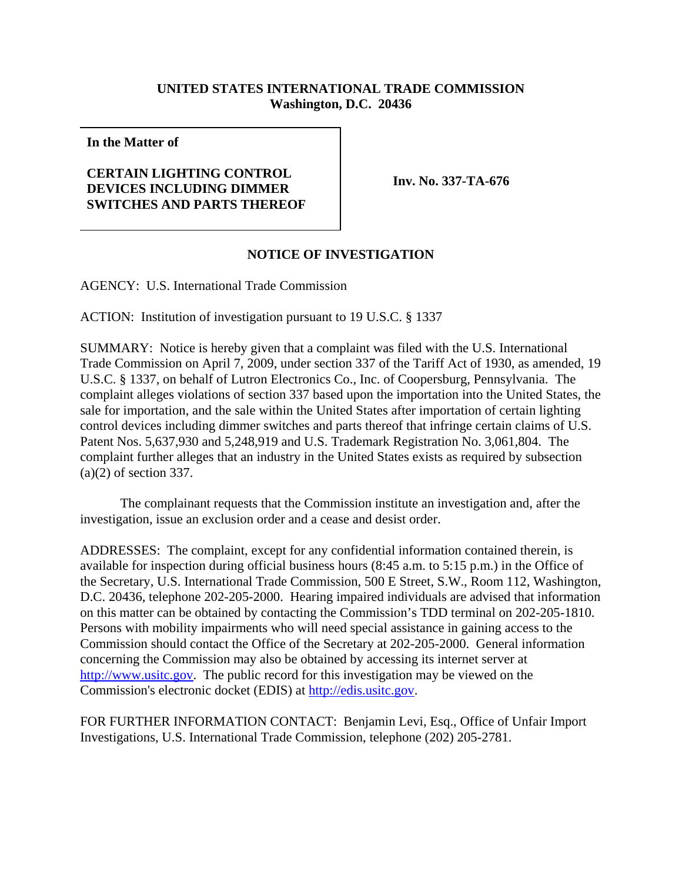**UNITED STATES INTERNATIONAL TRADE COMMISSION**
**Washington, D.C. 20436**

| **In the Matter of** **CERTAIN LIGHTING CONTROL DEVICES INCLUDING DIMMER SWITCHES AND PARTS THEREOF** | **Inv. No. 337-TA-676** |
|---|---|

## NOTICE OF INVESTIGATION

AGENCY: U.S. International Trade Commission

ACTION: Institution of investigation pursuant to 19 U.S.C. § 1337

SUMMARY: Notice is hereby given that a complaint was filed with the U.S. International Trade Commission on April 7, 2009, under section 337 of the Tariff Act of 1930, as amended, 19 U.S.C. § 1337, on behalf of Lutron Electronics Co., Inc. of Coopersburg, Pennsylvania. The complaint alleges violations of section 337 based upon the importation into the United States, the sale for importation, and the sale within the United States after importation of certain lighting control devices including dimmer switches and parts thereof that infringe certain claims of U.S. Patent Nos. 5,637,930 and 5,248,919 and U.S. Trademark Registration No. 3,061,804. The complaint further alleges that an industry in the United States exists as required by subsection (a)(2) of section 337.

The complainant requests that the Commission institute an investigation and, after the investigation, issue an exclusion order and a cease and desist order.

ADDRESSES: The complaint, except for any confidential information contained therein, is available for inspection during official business hours (8:45 a.m. to 5:15 p.m.) in the Office of the Secretary, U.S. International Trade Commission, 500 E Street, S.W., Room 112, Washington, D.C. 20436, telephone 202-205-2000. Hearing impaired individuals are advised that information on this matter can be obtained by contacting the Commission's TDD terminal on 202-205-1810. Persons with mobility impairments who will need special assistance in gaining access to the Commission should contact the Office of the Secretary at 202-205-2000. General information concerning the Commission may also be obtained by accessing its internet server at http://www.usitc.gov. The public record for this investigation may be viewed on the Commission's electronic docket (EDIS) at http://edis.usitc.gov.

FOR FURTHER INFORMATION CONTACT: Benjamin Levi, Esq., Office of Unfair Import Investigations, U.S. International Trade Commission, telephone (202) 205-2781.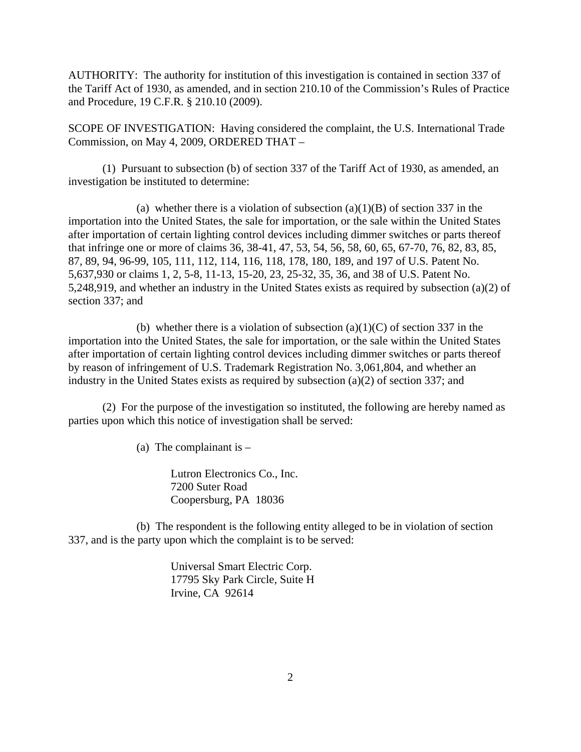AUTHORITY: The authority for institution of this investigation is contained in section 337 of the Tariff Act of 1930, as amended, and in section 210.10 of the Commission's Rules of Practice and Procedure, 19 C.F.R. § 210.10 (2009).

SCOPE OF INVESTIGATION: Having considered the complaint, the U.S. International Trade Commission, on May 4, 2009, ORDERED THAT –

(1) Pursuant to subsection (b) of section 337 of the Tariff Act of 1930, as amended, an investigation be instituted to determine:

(a) whether there is a violation of subsection (a)(1)(B) of section 337 in the importation into the United States, the sale for importation, or the sale within the United States after importation of certain lighting control devices including dimmer switches or parts thereof that infringe one or more of claims 36, 38-41, 47, 53, 54, 56, 58, 60, 65, 67-70, 76, 82, 83, 85, 87, 89, 94, 96-99, 105, 111, 112, 114, 116, 118, 178, 180, 189, and 197 of U.S. Patent No. 5,637,930 or claims 1, 2, 5-8, 11-13, 15-20, 23, 25-32, 35, 36, and 38 of U.S. Patent No. 5,248,919, and whether an industry in the United States exists as required by subsection (a)(2) of section 337; and

(b) whether there is a violation of subsection (a)(1)(C) of section 337 in the importation into the United States, the sale for importation, or the sale within the United States after importation of certain lighting control devices including dimmer switches or parts thereof by reason of infringement of U.S. Trademark Registration No. 3,061,804, and whether an industry in the United States exists as required by subsection (a)(2) of section 337; and

(2) For the purpose of the investigation so instituted, the following are hereby named as parties upon which this notice of investigation shall be served:

(a) The complainant is –

Lutron Electronics Co., Inc.
7200 Suter Road
Coopersburg, PA 18036

(b) The respondent is the following entity alleged to be in violation of section 337, and is the party upon which the complaint is to be served:

Universal Smart Electric Corp.
17795 Sky Park Circle, Suite H
Irvine, CA 92614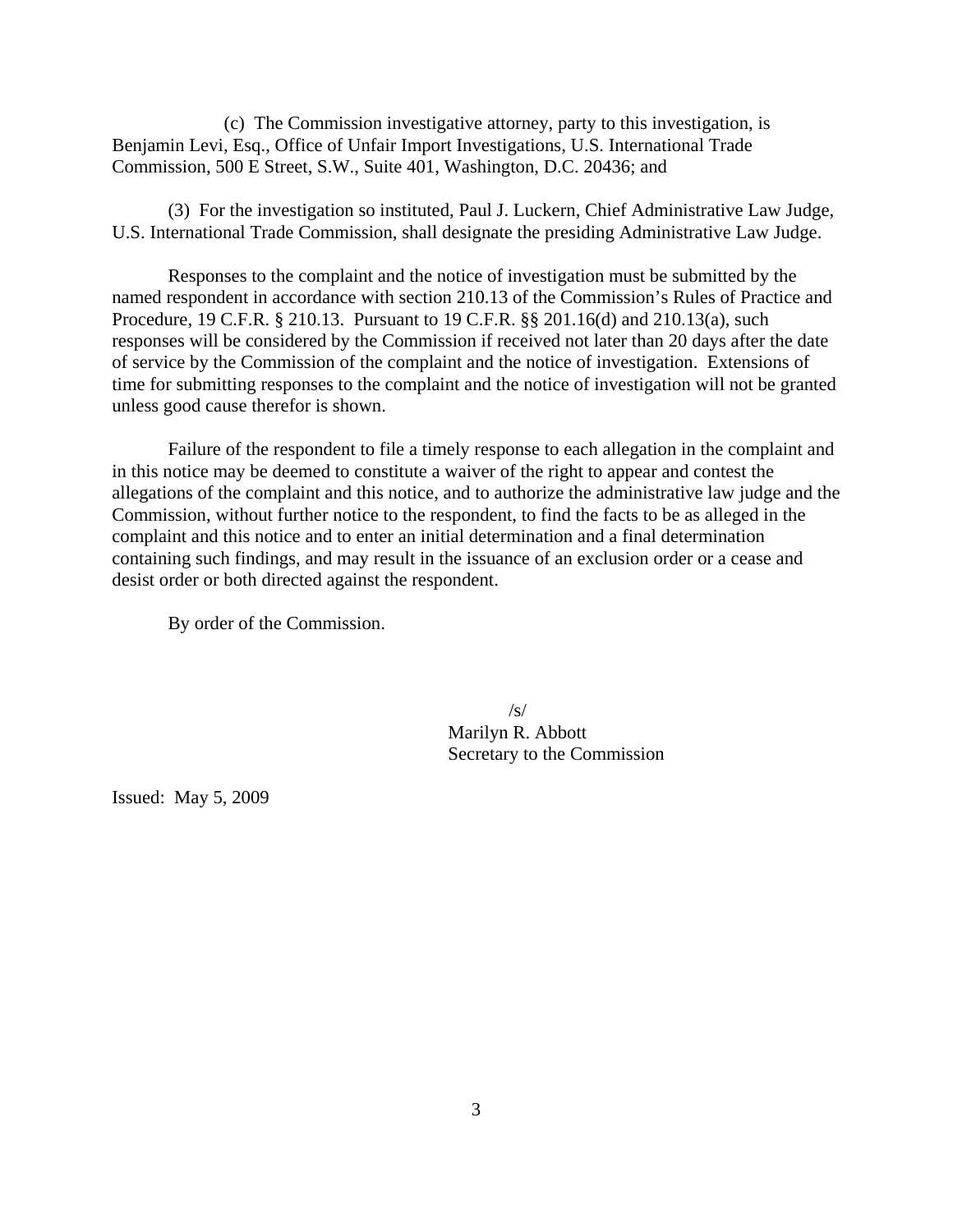(c) The Commission investigative attorney, party to this investigation, is Benjamin Levi, Esq., Office of Unfair Import Investigations, U.S. International Trade Commission, 500 E Street, S.W., Suite 401, Washington, D.C. 20436; and

(3) For the investigation so instituted, Paul J. Luckern, Chief Administrative Law Judge, U.S. International Trade Commission, shall designate the presiding Administrative Law Judge.

Responses to the complaint and the notice of investigation must be submitted by the named respondent in accordance with section 210.13 of the Commission's Rules of Practice and Procedure, 19 C.F.R. § 210.13. Pursuant to 19 C.F.R. §§ 201.16(d) and 210.13(a), such responses will be considered by the Commission if received not later than 20 days after the date of service by the Commission of the complaint and the notice of investigation. Extensions of time for submitting responses to the complaint and the notice of investigation will not be granted unless good cause therefor is shown.

Failure of the respondent to file a timely response to each allegation in the complaint and in this notice may be deemed to constitute a waiver of the right to appear and contest the allegations of the complaint and this notice, and to authorize the administrative law judge and the Commission, without further notice to the respondent, to find the facts to be as alleged in the complaint and this notice and to enter an initial determination and a final determination containing such findings, and may result in the issuance of an exclusion order or a cease and desist order or both directed against the respondent.

By order of the Commission.

/s/
Marilyn R. Abbott
Secretary to the Commission

Issued: May 5, 2009